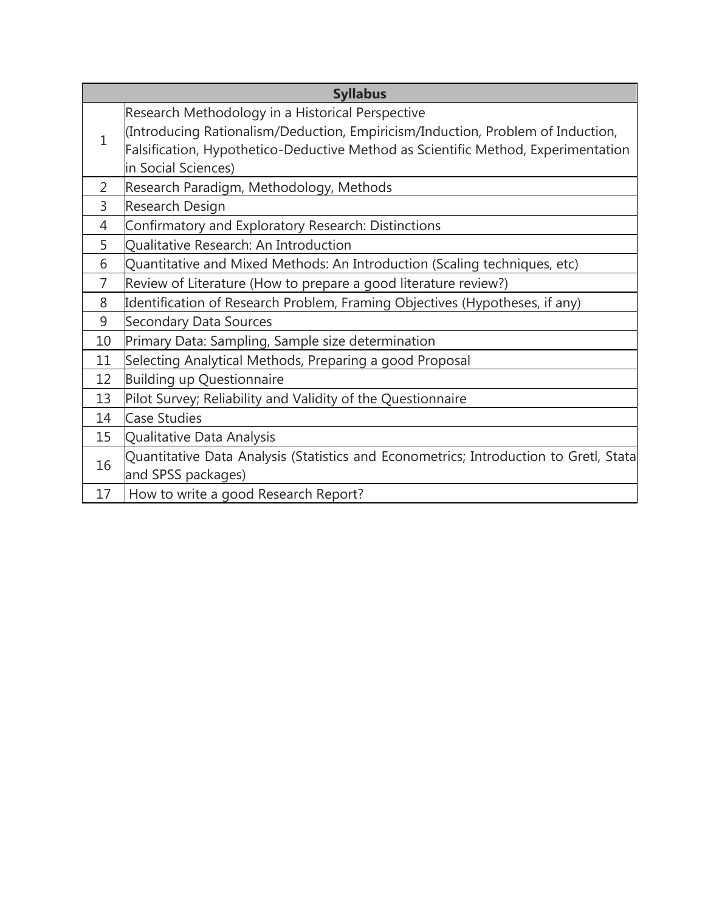| Syllabus | |
|---|---|
| 1 | Research Methodology in a Historical Perspective (Introducing Rationalism/Deduction, Empiricism/Induction, Problem of Induction, Falsification, Hypothetico-Deductive Method as Scientific Method, Experimentation in Social Sciences) |
| 2 | Research Paradigm, Methodology, Methods |
| 3 | Research Design |
| 4 | Confirmatory and Exploratory Research: Distinctions |
| 5 | Qualitative Research: An Introduction |
| 6 | Quantitative and Mixed Methods: An Introduction (Scaling techniques, etc) |
| 7 | Review of Literature (How to prepare a good literature review?) |
| 8 | Identification of Research Problem, Framing Objectives (Hypotheses, if any) |
| 9 | Secondary Data Sources |
| 10 | Primary Data: Sampling, Sample size determination |
| 11 | Selecting Analytical Methods, Preparing a good Proposal |
| 12 | Building up Questionnaire |
| 13 | Pilot Survey; Reliability and Validity of the Questionnaire |
| 14 | Case Studies |
| 15 | Qualitative Data Analysis |
| 16 | Quantitative Data Analysis (Statistics and Econometrics; Introduction to Gretl, Stata and SPSS packages) |
| 17 | How to write a good Research Report? |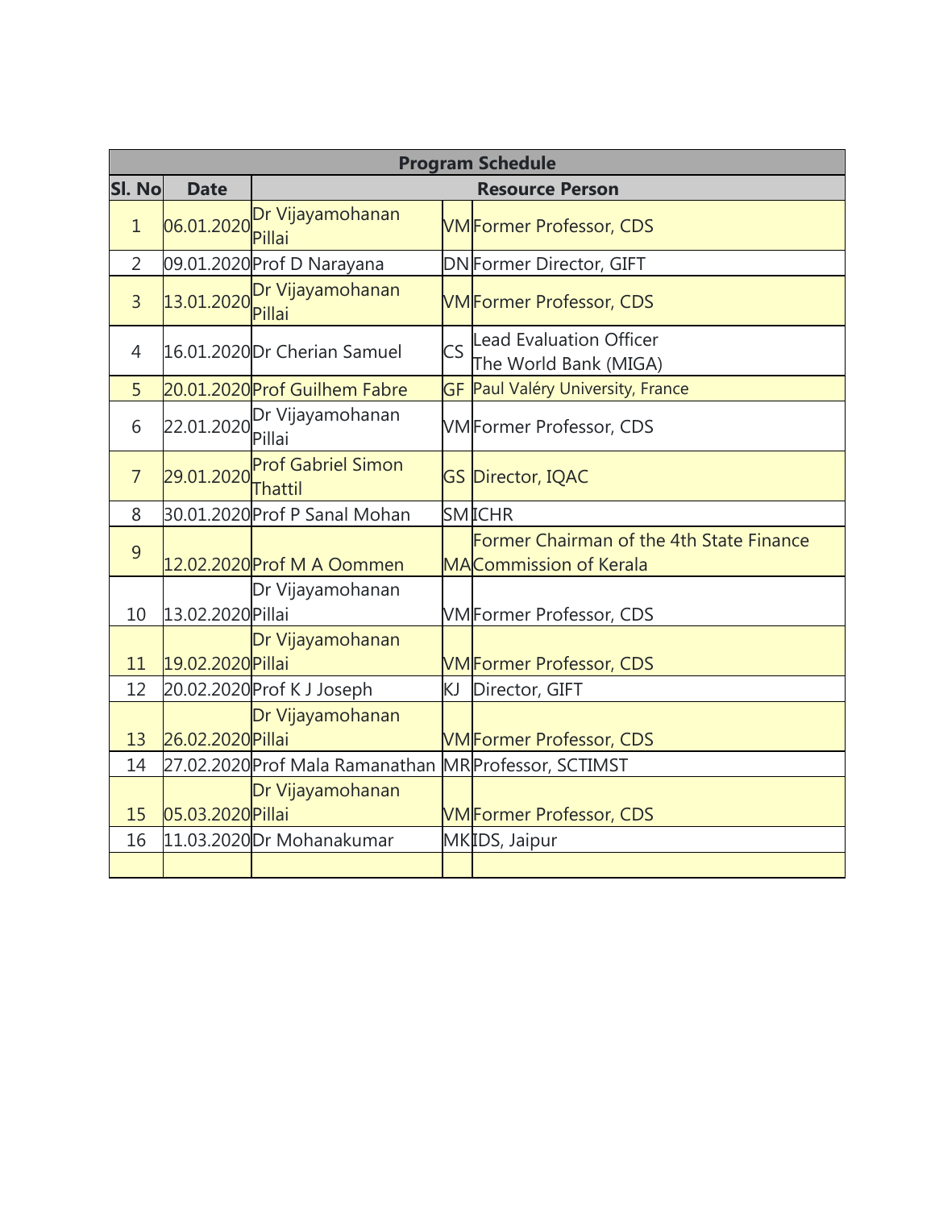| Program Schedule | | | | |
|---|---|---|---|---|
| Sl. No | Date | Resource Person | | |
| 1 | 06.01.2020 | Dr Vijayamohanan Pillai | VM | Former Professor, CDS |
| 2 | 09.01.2020 | Prof D Narayana | DN | Former Director, GIFT |
| 3 | 13.01.2020 | Dr Vijayamohanan Pillai | VM | Former Professor, CDS |
| 4 | 16.01.2020 | Dr Cherian Samuel | CS | Lead Evaluation Officer The World Bank (MIGA) |
| 5 | 20.01.2020 | Prof Guilhem Fabre | GF | Paul Valéry University, France |
| 6 | 22.01.2020 | Dr Vijayamohanan Pillai | VM | Former Professor, CDS |
| 7 | 29.01.2020 | Prof Gabriel Simon Thattil | GS | Director, IQAC |
| 8 | 30.01.2020 | Prof P Sanal Mohan | SM | ICHR |
| 9 | 12.02.2020 | Prof M A Oommen | MA | Former Chairman of the 4th State Finance Commission of Kerala |
| 10 | 13.02.2020 | Dr Vijayamohanan Pillai | VM | Former Professor, CDS |
| 11 | 19.02.2020 | Dr Vijayamohanan Pillai | VM | Former Professor, CDS |
| 12 | 20.02.2020 | Prof K J Joseph | KJ | Director, GIFT |
| 13 | 26.02.2020 | Dr Vijayamohanan Pillai | VM | Former Professor, CDS |
| 14 | 27.02.2020 | Prof Mala Ramanathan | MR | Professor, SCTIMST |
| 15 | 05.03.2020 | Dr Vijayamohanan Pillai | VM | Former Professor, CDS |
| 16 | 11.03.2020 | Dr Mohanakumar | MK | IDS, Jaipur |
| | | | | |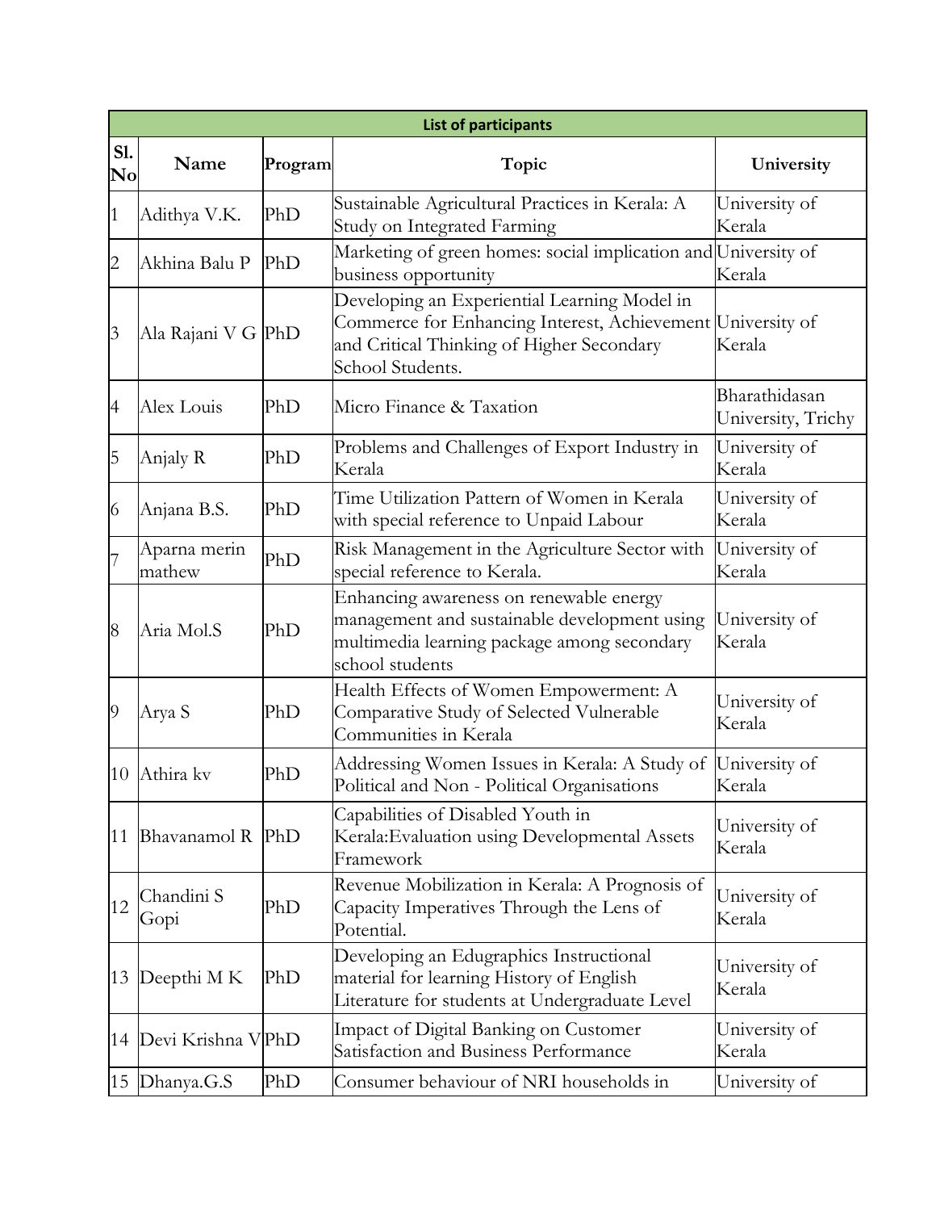| List of participants | | | | |
|---|---|---|---|---|
| Sl. No | Name | Program | Topic | University |
| 1 | Adithya V.K. | PhD | Sustainable Agricultural Practices in Kerala: A Study on Integrated Farming | University of Kerala |
| 2 | Akhina Balu P | PhD | Marketing of green homes: social implication and business opportunity | University of Kerala |
| 3 | Ala Rajani V G | PhD | Developing an Experiential Learning Model in Commerce for Enhancing Interest, Achievement and Critical Thinking of Higher Secondary School Students. | University of Kerala |
| 4 | Alex Louis | PhD | Micro Finance & Taxation | Bharathidasan University, Trichy |
| 5 | Anjaly R | PhD | Problems and Challenges of Export Industry in Kerala | University of Kerala |
| 6 | Anjana B.S. | PhD | Time Utilization Pattern of Women in Kerala with special reference to Unpaid Labour | University of Kerala |
| 7 | Aparna merin mathew | PhD | Risk Management in the Agriculture Sector with special reference to Kerala. | University of Kerala |
| 8 | Aria Mol.S | PhD | Enhancing awareness on renewable energy management and sustainable development using multimedia learning package among secondary school students | University of Kerala |
| 9 | Arya S | PhD | Health Effects of Women Empowerment: A Comparative Study of Selected Vulnerable Communities in Kerala | University of Kerala |
| 10 | Athira kv | PhD | Addressing Women Issues in Kerala: A Study of Political and Non - Political Organisations | University of Kerala |
| 11 | Bhavanamol R | PhD | Capabilities of Disabled Youth in Kerala:Evaluation using Developmental Assets Framework | University of Kerala |
| 12 | Chandini S Gopi | PhD | Revenue Mobilization in Kerala: A Prognosis of Capacity Imperatives Through the Lens of Potential. | University of Kerala |
| 13 | Deepthi M K | PhD | Developing an Edugraphics Instructional material for learning History of English Literature for students at Undergraduate Level | University of Kerala |
| 14 | Devi Krishna V | PhD | Impact of Digital Banking on Customer Satisfaction and Business Performance | University of Kerala |
| 15 | Dhanya.G.S | PhD | Consumer behaviour of NRI households in | University of |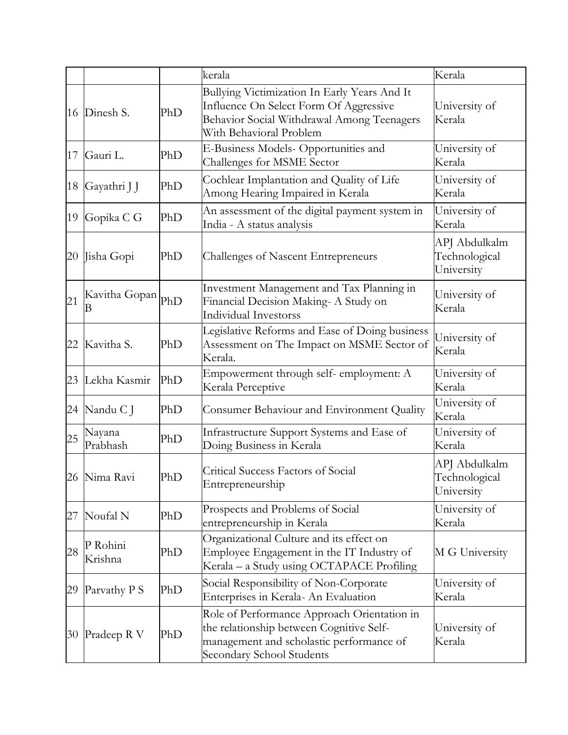| | | | kerala | Kerala |
|---|---|---|---|---|
| 16 | Dinesh S. | PhD | Bullying Victimization In Early Years And It Influence On Select Form Of Aggressive Behavior Social Withdrawal Among Teenagers With Behavioral Problem | University of Kerala |
| 17 | Gauri L. | PhD | E-Business Models- Opportunities and Challenges for MSME Sector | University of Kerala |
| 18 | Gayathri J J | PhD | Cochlear Implantation and Quality of Life Among Hearing Impaired in Kerala | University of Kerala |
| 19 | Gopika C G | PhD | An assessment of the digital payment system in India - A status analysis | University of Kerala |
| 20 | Jisha Gopi | PhD | Challenges of Nascent Entrepreneurs | APJ Abdulkalm Technological University |
| 21 | Kavitha Gopan B | PhD | Investment Management and Tax Planning in Financial Decision Making- A Study on Individual Investorss | University of Kerala |
| 22 | Kavitha S. | PhD | Legislative Reforms and Ease of Doing business Assessment on The Impact on MSME Sector of Kerala. | University of Kerala |
| 23 | Lekha Kasmir | PhD | Empowerment through self- employment: A Kerala Perceptive | University of Kerala |
| 24 | Nandu C J | PhD | Consumer Behaviour and Environment Quality | University of Kerala |
| 25 | Nayana Prabhash | PhD | Infrastructure Support Systems and Ease of Doing Business in Kerala | University of Kerala |
| 26 | Nima Ravi | PhD | Critical Success Factors of Social Entrepreneurship | APJ Abdulkalm Technological University |
| 27 | Noufal N | PhD | Prospects and Problems of Social entrepreneurship in Kerala | University of Kerala |
| 28 | P Rohini Krishna | PhD | Organizational Culture and its effect on Employee Engagement in the IT Industry of Kerala – a Study using OCTAPACE Profiling | M G University |
| 29 | Parvathy P S | PhD | Social Responsibility of Non-Corporate Enterprises in Kerala- An Evaluation | University of Kerala |
| 30 | Pradeep R V | PhD | Role of Performance Approach Orientation in the relationship between Cognitive Self-management and scholastic performance of Secondary School Students | University of Kerala |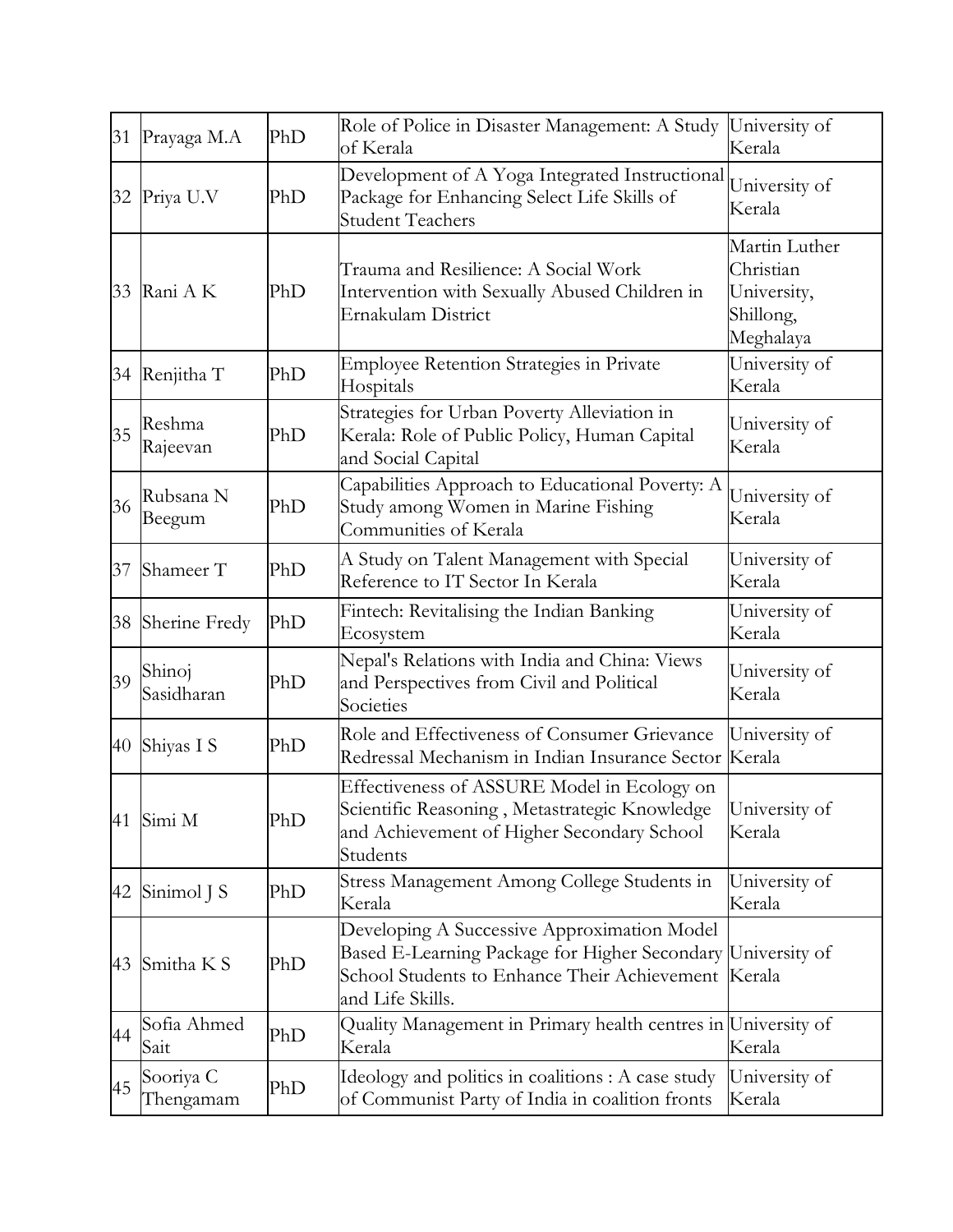| 31 | Prayaga M.A | PhD | Role of Police in Disaster Management: A Study of Kerala | University of Kerala |
|---|---|---|---|---|
| 32 | Priya U.V | PhD | Development of A Yoga Integrated Instructional Package for Enhancing Select Life Skills of Student Teachers | University of Kerala |
| 33 | Rani A K | PhD | Trauma and Resilience: A Social Work Intervention with Sexually Abused Children in Ernakulam District | Martin Luther Christian University, Shillong, Meghalaya |
| 34 | Renjitha T | PhD | Employee Retention Strategies in Private Hospitals | University of Kerala |
| 35 | Reshma Rajeevan | PhD | Strategies for Urban Poverty Alleviation in Kerala: Role of Public Policy, Human Capital and Social Capital | University of Kerala |
| 36 | Rubsana N Beegum | PhD | Capabilities Approach to Educational Poverty: A Study among Women in Marine Fishing Communities of Kerala | University of Kerala |
| 37 | Shameer T | PhD | A Study on Talent Management with Special Reference to IT Sector In Kerala | University of Kerala |
| 38 | Sherine Fredy | PhD | Fintech: Revitalising the Indian Banking Ecosystem | University of Kerala |
| 39 | Shinoj Sasidharan | PhD | Nepal's Relations with India and China: Views and Perspectives from Civil and Political Societies | University of Kerala |
| 40 | Shiyas I S | PhD | Role and Effectiveness of Consumer Grievance Redressal Mechanism in Indian Insurance Sector | University of Kerala |
| 41 | Simi M | PhD | Effectiveness of ASSURE Model in Ecology on Scientific Reasoning , Metastrategic Knowledge and Achievement of Higher Secondary School Students | University of Kerala |
| 42 | Sinimol J S | PhD | Stress Management Among College Students in Kerala | University of Kerala |
| 43 | Smitha K S | PhD | Developing A Successive Approximation Model Based E-Learning Package for Higher Secondary School Students to Enhance Their Achievement and Life Skills. | University of Kerala |
| 44 | Sofia Ahmed Sait | PhD | Quality Management in Primary health centres in Kerala | University of Kerala |
| 45 | Sooriya C Thengamam | PhD | Ideology and politics in coalitions : A case study of Communist Party of India in coalition fronts | University of Kerala |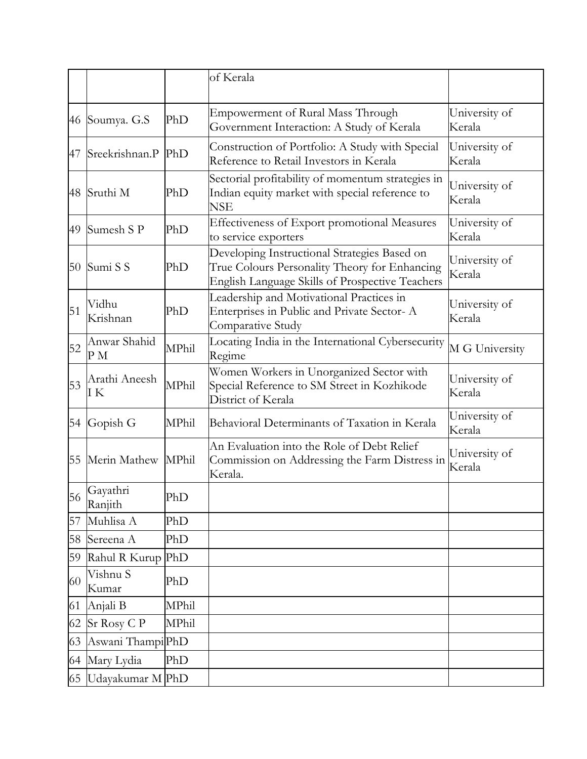|  |  |  | of Kerala |  |
|---|---|---|---|---|
| 46 | Soumya. G.S | PhD | Empowerment of Rural Mass Through Government Interaction: A Study of Kerala | University of Kerala |
| 47 | Sreekrishnan.P | PhD | Construction of Portfolio: A Study with Special Reference to Retail Investors in Kerala | University of Kerala |
| 48 | Sruthi M | PhD | Sectorial profitability of momentum strategies in Indian equity market with special reference to NSE | University of Kerala |
| 49 | Sumesh S P | PhD | Effectiveness of Export promotional Measures to service exporters | University of Kerala |
| 50 | Sumi S S | PhD | Developing Instructional Strategies Based on True Colours Personality Theory for Enhancing English Language Skills of Prospective Teachers | University of Kerala |
| 51 | Vidhu Krishnan | PhD | Leadership and Motivational Practices in Enterprises in Public and Private Sector- A Comparative Study | University of Kerala |
| 52 | Anwar Shahid P M | MPhil | Locating India in the International Cybersecurity Regime | M G University |
| 53 | Arathi Aneesh I K | MPhil | Women Workers in Unorganized Sector with Special Reference to SM Street in Kozhikode District of Kerala | University of Kerala |
| 54 | Gopish G | MPhil | Behavioral Determinants of Taxation in Kerala | University of Kerala |
| 55 | Merin Mathew | MPhil | An Evaluation into the Role of Debt Relief Commission on Addressing the Farm Distress in Kerala. | University of Kerala |
| 56 | Gayathri Ranjith | PhD |  |  |
| 57 | Muhlisa A | PhD |  |  |
| 58 | Sereena A | PhD |  |  |
| 59 | Rahul R Kurup | PhD |  |  |
| 60 | Vishnu S Kumar | PhD |  |  |
| 61 | Anjali B | MPhil |  |  |
| 62 | Sr Rosy C P | MPhil |  |  |
| 63 | Aswani Thampi | PhD |  |  |
| 64 | Mary Lydia | PhD |  |  |
| 65 | Udayakumar M | PhD |  |  |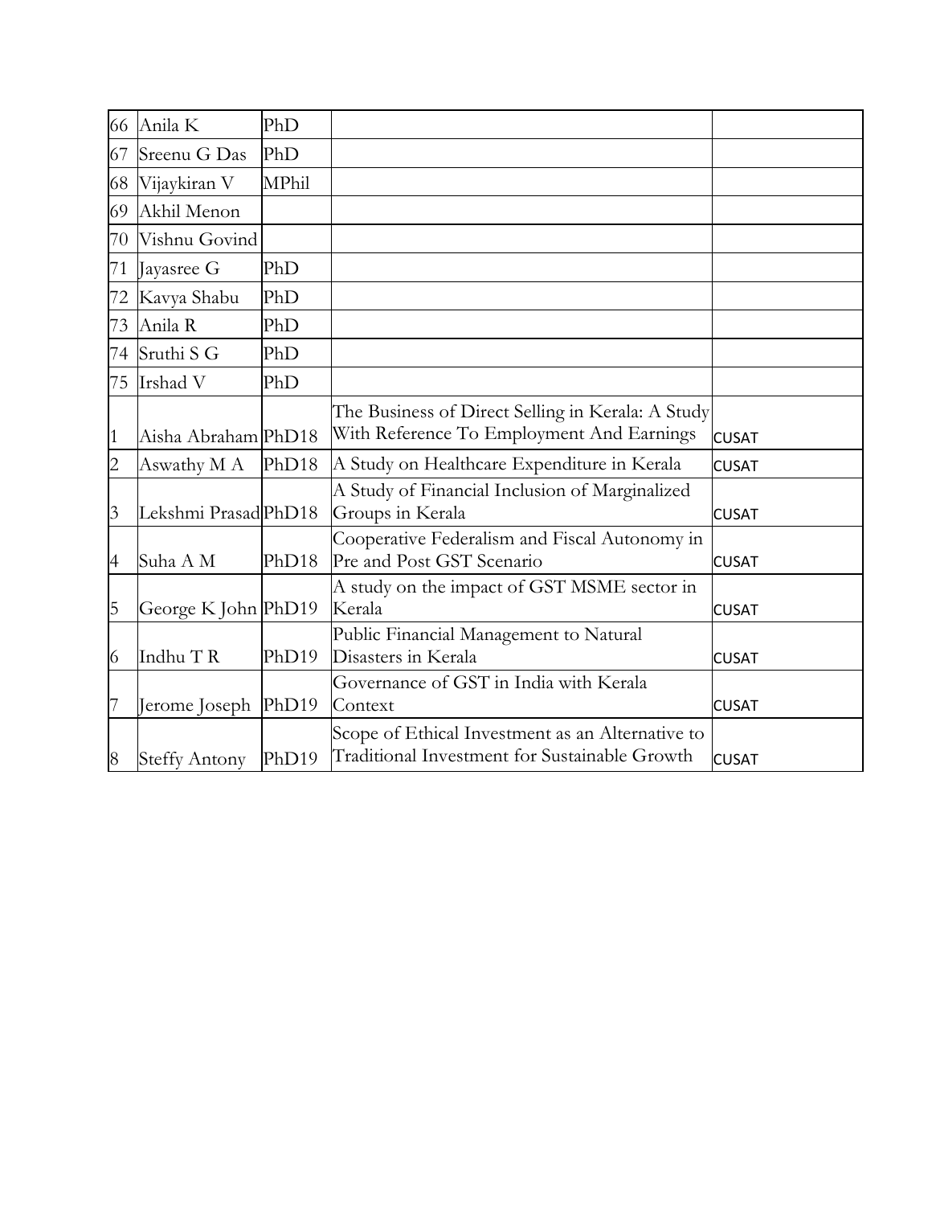| | | | | |
|---|---|---|---|---|
| 66 | Anila K | PhD | | |
| 67 | Sreenu G Das | PhD | | |
| 68 | Vijaykiran V | MPhil | | |
| 69 | Akhil Menon | | | |
| 70 | Vishnu Govind | | | |
| 71 | Jayasree G | PhD | | |
| 72 | Kavya Shabu | PhD | | |
| 73 | Anila R | PhD | | |
| 74 | Sruthi S G | PhD | | |
| 75 | Irshad V | PhD | | |
| 1 | Aisha Abraham | PhD18 | The Business of Direct Selling in Kerala: A Study With Reference To Employment And Earnings | CUSAT |
| 2 | Aswathy M A | PhD18 | A Study on Healthcare Expenditure in Kerala | CUSAT |
| 3 | Lekshmi Prasad | PhD18 | A Study of Financial Inclusion of Marginalized Groups in Kerala | CUSAT |
| 4 | Suha A M | PhD18 | Cooperative Federalism and Fiscal Autonomy in Pre and Post GST Scenario | CUSAT |
| 5 | George K John | PhD19 | A study on the impact of GST MSME sector in Kerala | CUSAT |
| 6 | Indhu T R | PhD19 | Public Financial Management to Natural Disasters in Kerala | CUSAT |
| 7 | Jerome Joseph | PhD19 | Governance of GST in India with Kerala Context | CUSAT |
| 8 | Steffy Antony | PhD19 | Scope of Ethical Investment as an Alternative to Traditional Investment for Sustainable Growth | CUSAT |